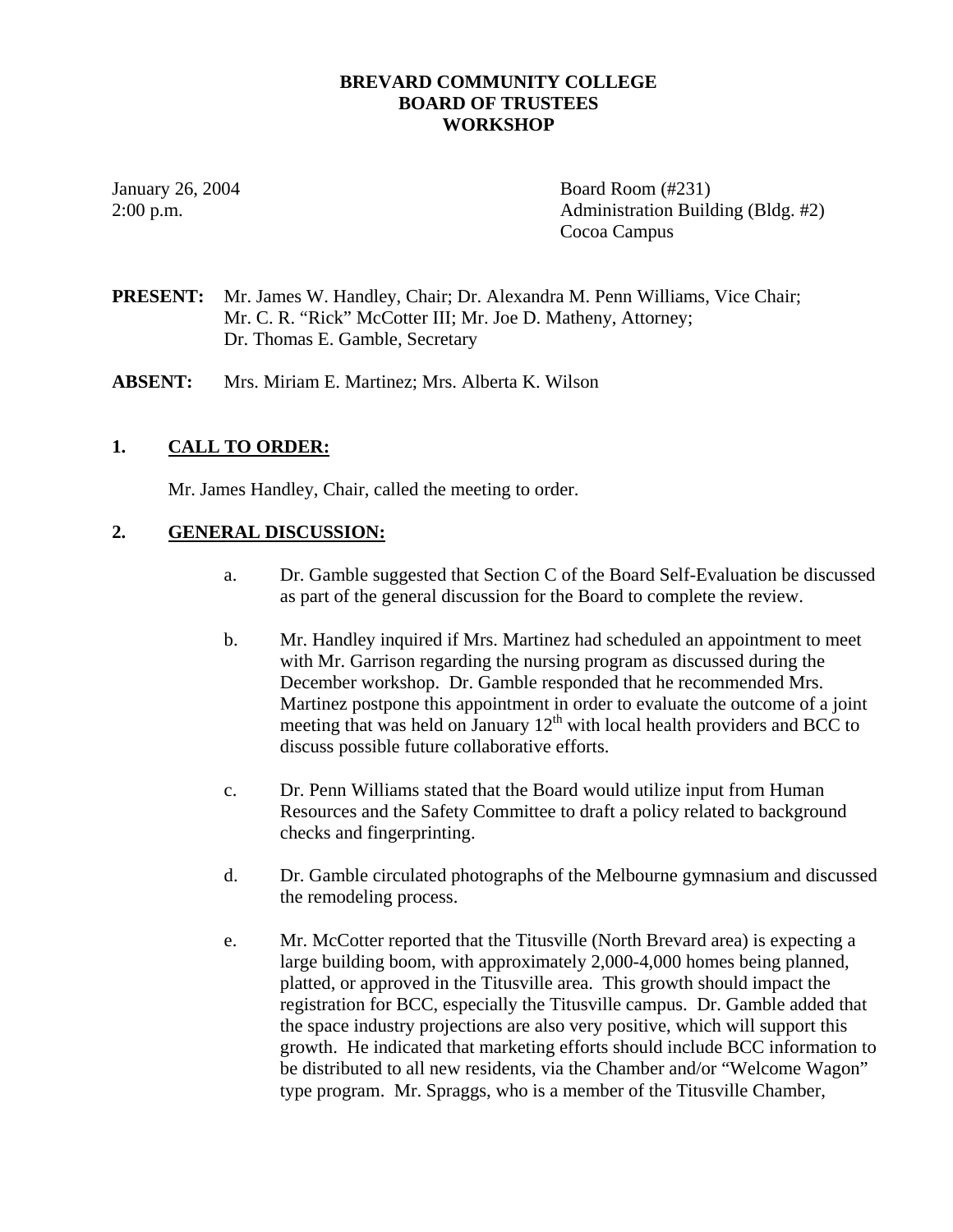# BREVARD COMMUNITY COLLEGE
# BOARD OF TRUSTEES
# WORKSHOP

January 26, 2004
2:00 p.m.

Board Room (#231)
Administration Building (Bldg. #2)
Cocoa Campus

**PRESENT:** Mr. James W. Handley, Chair; Dr. Alexandra M. Penn Williams, Vice Chair; Mr. C. R. "Rick" McCotter III; Mr. Joe D. Matheny, Attorney; Dr. Thomas E. Gamble, Secretary

**ABSENT:** Mrs. Miriam E. Martinez; Mrs. Alberta K. Wilson

## 1. CALL TO ORDER:

Mr. James Handley, Chair, called the meeting to order.

## 2. GENERAL DISCUSSION:

a. Dr. Gamble suggested that Section C of the Board Self-Evaluation be discussed as part of the general discussion for the Board to complete the review.

b. Mr. Handley inquired if Mrs. Martinez had scheduled an appointment to meet with Mr. Garrison regarding the nursing program as discussed during the December workshop. Dr. Gamble responded that he recommended Mrs. Martinez postpone this appointment in order to evaluate the outcome of a joint meeting that was held on January 12th with local health providers and BCC to discuss possible future collaborative efforts.

c. Dr. Penn Williams stated that the Board would utilize input from Human Resources and the Safety Committee to draft a policy related to background checks and fingerprinting.

d. Dr. Gamble circulated photographs of the Melbourne gymnasium and discussed the remodeling process.

e. Mr. McCotter reported that the Titusville (North Brevard area) is expecting a large building boom, with approximately 2,000-4,000 homes being planned, platted, or approved in the Titusville area. This growth should impact the registration for BCC, especially the Titusville campus. Dr. Gamble added that the space industry projections are also very positive, which will support this growth. He indicated that marketing efforts should include BCC information to be distributed to all new residents, via the Chamber and/or "Welcome Wagon" type program. Mr. Spraggs, who is a member of the Titusville Chamber,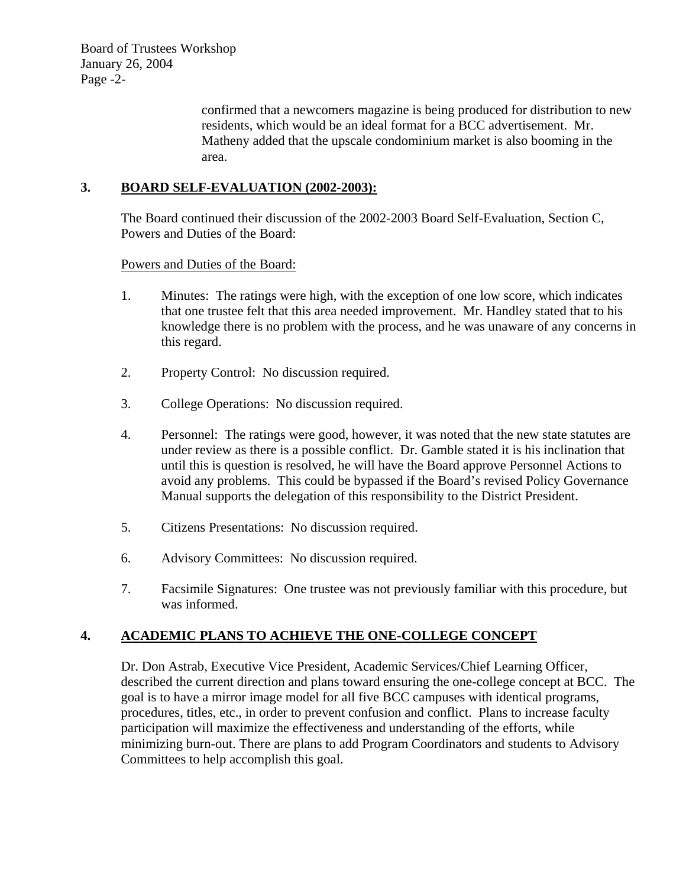confirmed that a newcomers magazine is being produced for distribution to new residents, which would be an ideal format for a BCC advertisement. Mr. Matheny added that the upscale condominium market is also booming in the area.

**3. BOARD SELF-EVALUATION (2002-2003):**

The Board continued their discussion of the 2002-2003 Board Self-Evaluation, Section C, Powers and Duties of the Board:

Powers and Duties of the Board:

1. Minutes: The ratings were high, with the exception of one low score, which indicates that one trustee felt that this area needed improvement. Mr. Handley stated that to his knowledge there is no problem with the process, and he was unaware of any concerns in this regard.

2. Property Control: No discussion required.

3. College Operations: No discussion required.

4. Personnel: The ratings were good, however, it was noted that the new state statutes are under review as there is a possible conflict. Dr. Gamble stated it is his inclination that until this is question is resolved, he will have the Board approve Personnel Actions to avoid any problems. This could be bypassed if the Board's revised Policy Governance Manual supports the delegation of this responsibility to the District President.

5. Citizens Presentations: No discussion required.

6. Advisory Committees: No discussion required.

7. Facsimile Signatures: One trustee was not previously familiar with this procedure, but was informed.

**4. ACADEMIC PLANS TO ACHIEVE THE ONE-COLLEGE CONCEPT**

Dr. Don Astrab, Executive Vice President, Academic Services/Chief Learning Officer, described the current direction and plans toward ensuring the one-college concept at BCC. The goal is to have a mirror image model for all five BCC campuses with identical programs, procedures, titles, etc., in order to prevent confusion and conflict. Plans to increase faculty participation will maximize the effectiveness and understanding of the efforts, while minimizing burn-out. There are plans to add Program Coordinators and students to Advisory Committees to help accomplish this goal.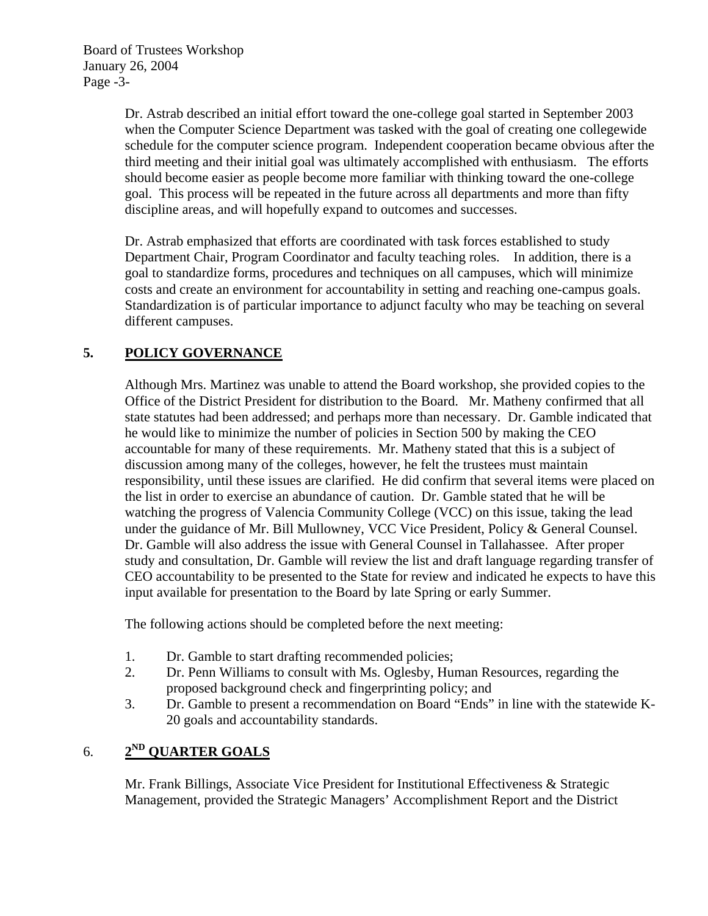Dr. Astrab described an initial effort toward the one-college goal started in September 2003 when the Computer Science Department was tasked with the goal of creating one collegewide schedule for the computer science program. Independent cooperation became obvious after the third meeting and their initial goal was ultimately accomplished with enthusiasm. The efforts should become easier as people become more familiar with thinking toward the one-college goal. This process will be repeated in the future across all departments and more than fifty discipline areas, and will hopefully expand to outcomes and successes.

Dr. Astrab emphasized that efforts are coordinated with task forces established to study Department Chair, Program Coordinator and faculty teaching roles. In addition, there is a goal to standardize forms, procedures and techniques on all campuses, which will minimize costs and create an environment for accountability in setting and reaching one-campus goals. Standardization is of particular importance to adjunct faculty who may be teaching on several different campuses.

## 5. POLICY GOVERNANCE

Although Mrs. Martinez was unable to attend the Board workshop, she provided copies to the Office of the District President for distribution to the Board. Mr. Matheny confirmed that all state statutes had been addressed; and perhaps more than necessary. Dr. Gamble indicated that he would like to minimize the number of policies in Section 500 by making the CEO accountable for many of these requirements. Mr. Matheny stated that this is a subject of discussion among many of the colleges, however, he felt the trustees must maintain responsibility, until these issues are clarified. He did confirm that several items were placed on the list in order to exercise an abundance of caution. Dr. Gamble stated that he will be watching the progress of Valencia Community College (VCC) on this issue, taking the lead under the guidance of Mr. Bill Mullowney, VCC Vice President, Policy & General Counsel. Dr. Gamble will also address the issue with General Counsel in Tallahassee. After proper study and consultation, Dr. Gamble will review the list and draft language regarding transfer of CEO accountability to be presented to the State for review and indicated he expects to have this input available for presentation to the Board by late Spring or early Summer.

The following actions should be completed before the next meeting:

1. Dr. Gamble to start drafting recommended policies;
2. Dr. Penn Williams to consult with Ms. Oglesby, Human Resources, regarding the proposed background check and fingerprinting policy; and
3. Dr. Gamble to present a recommendation on Board "Ends" in line with the statewide K-20 goals and accountability standards.

## 6. 2ND QUARTER GOALS

Mr. Frank Billings, Associate Vice President for Institutional Effectiveness & Strategic Management, provided the Strategic Managers' Accomplishment Report and the District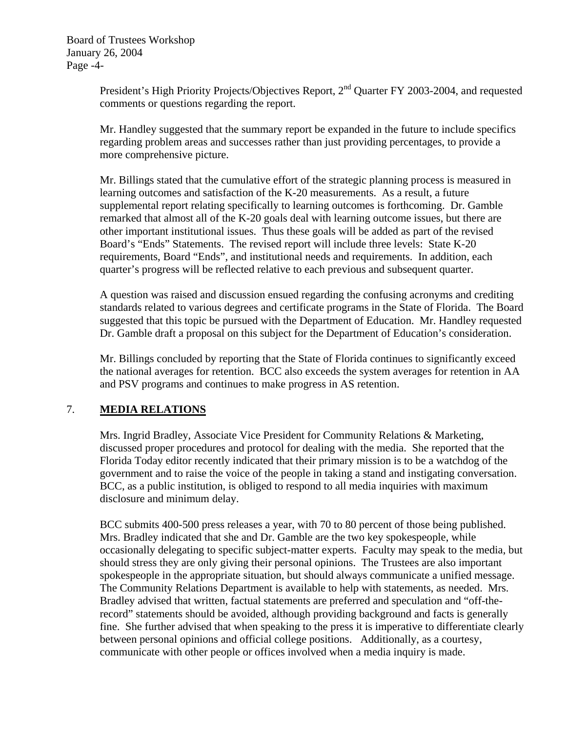President's High Priority Projects/Objectives Report, 2nd Quarter FY 2003-2004, and requested comments or questions regarding the report.

Mr. Handley suggested that the summary report be expanded in the future to include specifics regarding problem areas and successes rather than just providing percentages, to provide a more comprehensive picture.

Mr. Billings stated that the cumulative effort of the strategic planning process is measured in learning outcomes and satisfaction of the K-20 measurements. As a result, a future supplemental report relating specifically to learning outcomes is forthcoming. Dr. Gamble remarked that almost all of the K-20 goals deal with learning outcome issues, but there are other important institutional issues. Thus these goals will be added as part of the revised Board's "Ends" Statements. The revised report will include three levels: State K-20 requirements, Board "Ends", and institutional needs and requirements. In addition, each quarter's progress will be reflected relative to each previous and subsequent quarter.

A question was raised and discussion ensued regarding the confusing acronyms and crediting standards related to various degrees and certificate programs in the State of Florida. The Board suggested that this topic be pursued with the Department of Education. Mr. Handley requested Dr. Gamble draft a proposal on this subject for the Department of Education's consideration.

Mr. Billings concluded by reporting that the State of Florida continues to significantly exceed the national averages for retention. BCC also exceeds the system averages for retention in AA and PSV programs and continues to make progress in AS retention.

## 7. **MEDIA RELATIONS**

Mrs. Ingrid Bradley, Associate Vice President for Community Relations & Marketing, discussed proper procedures and protocol for dealing with the media. She reported that the Florida Today editor recently indicated that their primary mission is to be a watchdog of the government and to raise the voice of the people in taking a stand and instigating conversation. BCC, as a public institution, is obliged to respond to all media inquiries with maximum disclosure and minimum delay.

BCC submits 400-500 press releases a year, with 70 to 80 percent of those being published. Mrs. Bradley indicated that she and Dr. Gamble are the two key spokespeople, while occasionally delegating to specific subject-matter experts. Faculty may speak to the media, but should stress they are only giving their personal opinions. The Trustees are also important spokespeople in the appropriate situation, but should always communicate a unified message. The Community Relations Department is available to help with statements, as needed. Mrs. Bradley advised that written, factual statements are preferred and speculation and "off-the-record" statements should be avoided, although providing background and facts is generally fine. She further advised that when speaking to the press it is imperative to differentiate clearly between personal opinions and official college positions. Additionally, as a courtesy, communicate with other people or offices involved when a media inquiry is made.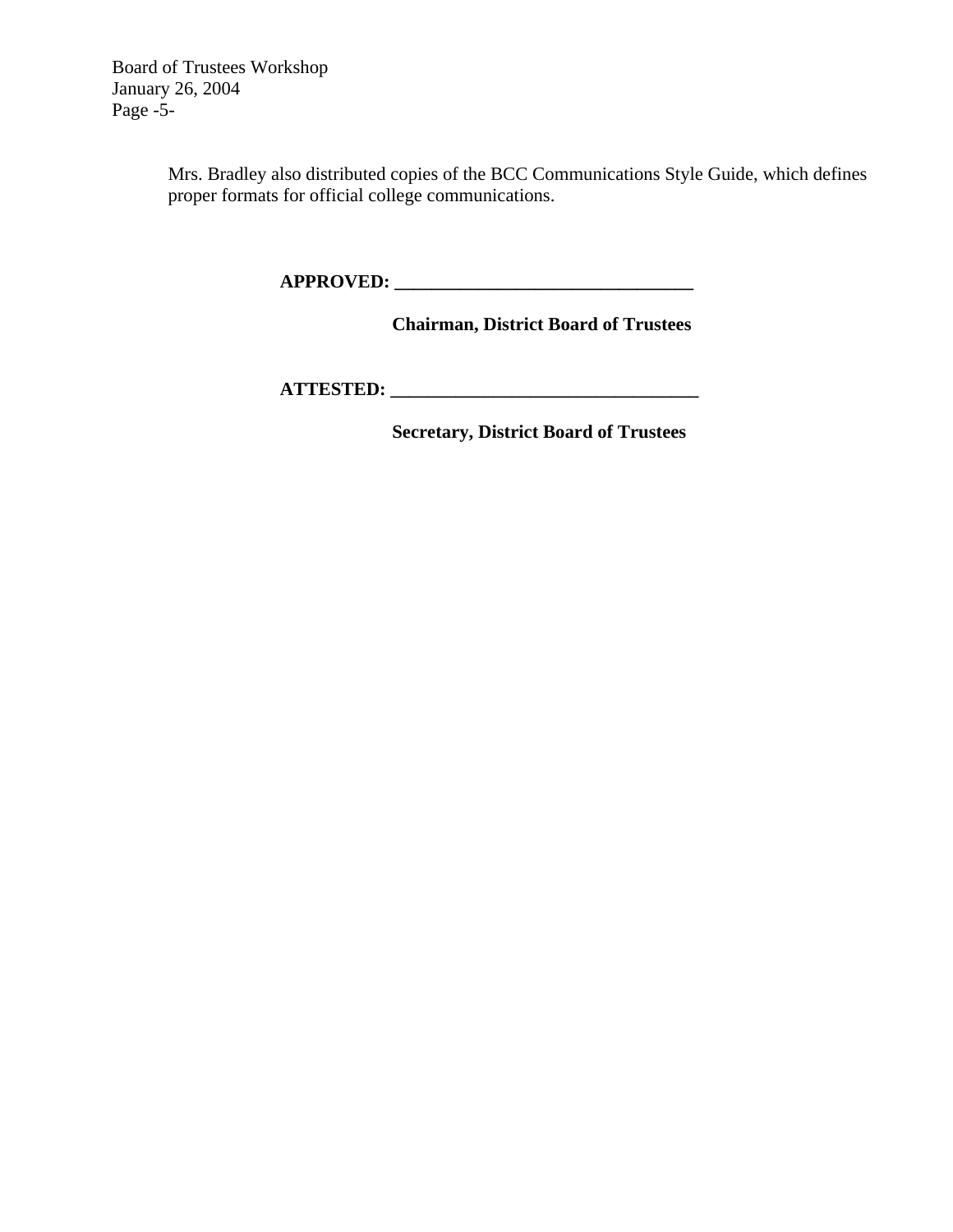Mrs. Bradley also distributed copies of the BCC Communications Style Guide, which defines proper formats for official college communications.

**APPROVED: ________________________________**

**Chairman, District Board of Trustees**

**ATTESTED: ________________________________**

**Secretary, District Board of Trustees**